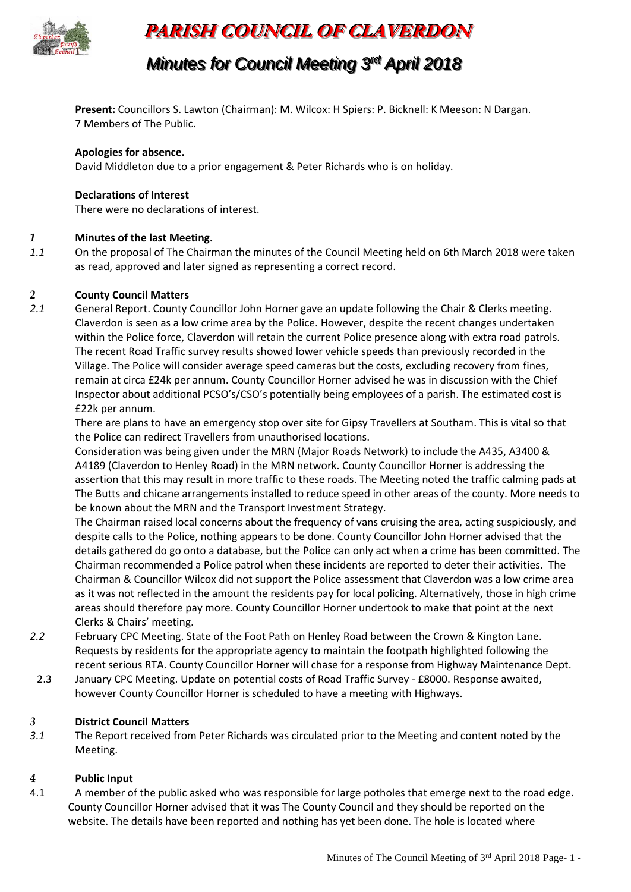# PARISH COUNCIL OF CLAVERDON

## Minutes for Council Meeting 3rd April 2018

**Present:** Councillors S. Lawton (Chairman): M. Wilcox: H Spiers: P. Bicknell: K Meeson: N Dargan.
7 Members of The Public.

**Apologies for absence.**
David Middleton due to a prior engagement & Peter Richards who is on holiday.

**Declarations of Interest**
There were no declarations of interest.

*1* **Minutes of the last Meeting.**

*1.1* On the proposal of The Chairman the minutes of the Council Meeting held on 6th March 2018 were taken as read, approved and later signed as representing a correct record.

*2* **County Council Matters**

*2.1* General Report. County Councillor John Horner gave an update following the Chair & Clerks meeting. Claverdon is seen as a low crime area by the Police. However, despite the recent changes undertaken within the Police force, Claverdon will retain the current Police presence along with extra road patrols. The recent Road Traffic survey results showed lower vehicle speeds than previously recorded in the Village. The Police will consider average speed cameras but the costs, excluding recovery from fines, remain at circa £24k per annum. County Councillor Horner advised he was in discussion with the Chief Inspector about additional PCSO's/CSO's potentially being employees of a parish. The estimated cost is £22k per annum.

There are plans to have an emergency stop over site for Gipsy Travellers at Southam. This is vital so that the Police can redirect Travellers from unauthorised locations.

Consideration was being given under the MRN (Major Roads Network) to include the A435, A3400 & A4189 (Claverdon to Henley Road) in the MRN network. County Councillor Horner is addressing the assertion that this may result in more traffic to these roads. The Meeting noted the traffic calming pads at The Butts and chicane arrangements installed to reduce speed in other areas of the county. More needs to be known about the MRN and the Transport Investment Strategy.

The Chairman raised local concerns about the frequency of vans cruising the area, acting suspiciously, and despite calls to the Police, nothing appears to be done. County Councillor John Horner advised that the details gathered do go onto a database, but the Police can only act when a crime has been committed. The Chairman recommended a Police patrol when these incidents are reported to deter their activities. The Chairman & Councillor Wilcox did not support the Police assessment that Claverdon was a low crime area as it was not reflected in the amount the residents pay for local policing. Alternatively, those in high crime areas should therefore pay more. County Councillor Horner undertook to make that point at the next Clerks & Chairs' meeting.

*2.2* February CPC Meeting. State of the Foot Path on Henley Road between the Crown & Kington Lane. Requests by residents for the appropriate agency to maintain the footpath highlighted following the recent serious RTA. County Councillor Horner will chase for a response from Highway Maintenance Dept.

2.3 January CPC Meeting. Update on potential costs of Road Traffic Survey - £8000. Response awaited, however County Councillor Horner is scheduled to have a meeting with Highways.

*3* **District Council Matters**

*3.1* The Report received from Peter Richards was circulated prior to the Meeting and content noted by the Meeting.

*4* **Public Input**

4.1 A member of the public asked who was responsible for large potholes that emerge next to the road edge. County Councillor Horner advised that it was The County Council and they should be reported on the website. The details have been reported and nothing has yet been done. The hole is located where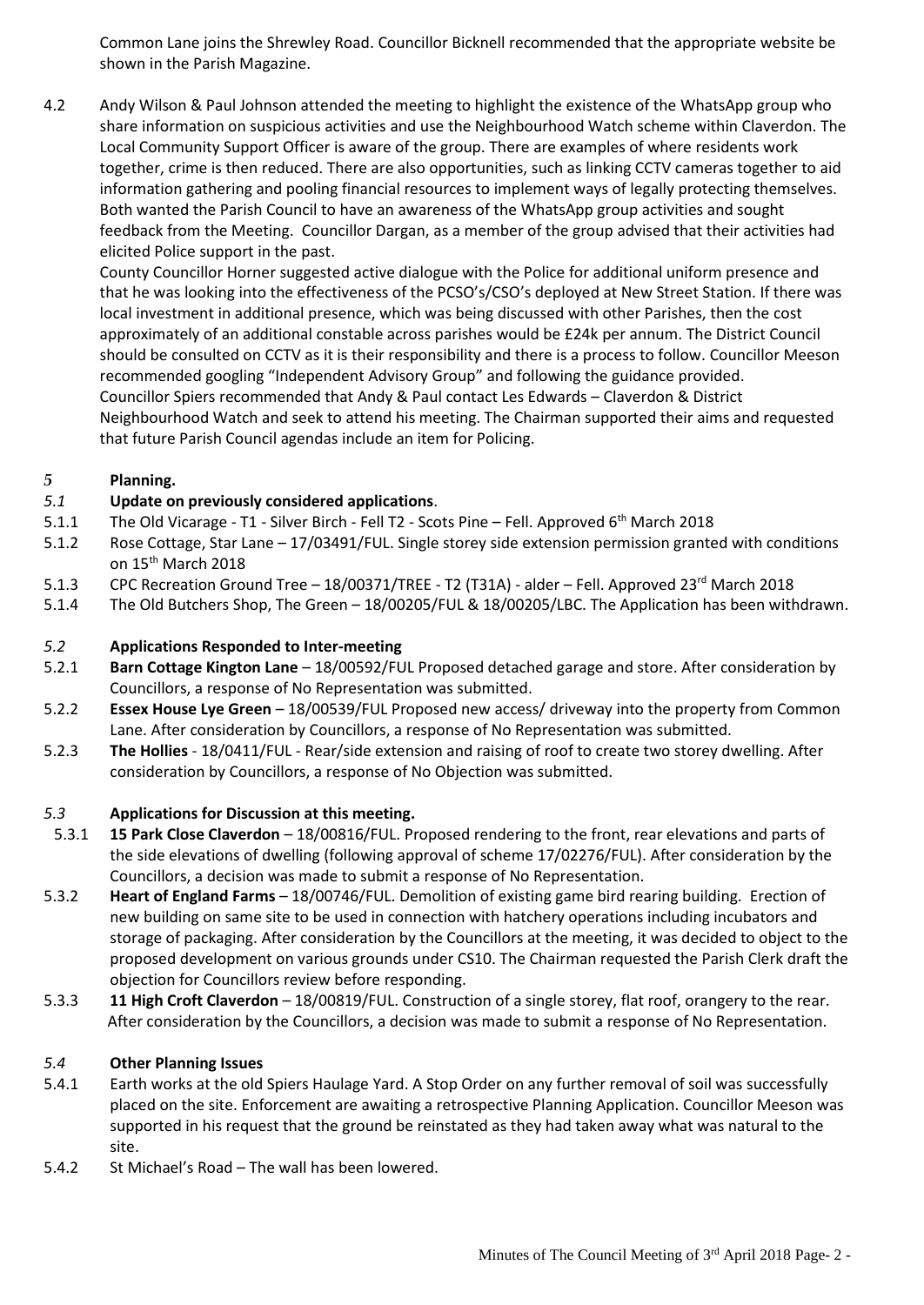Common Lane joins the Shrewley Road. Councillor Bicknell recommended that the appropriate website be shown in the Parish Magazine.

4.2 Andy Wilson & Paul Johnson attended the meeting to highlight the existence of the WhatsApp group who share information on suspicious activities and use the Neighbourhood Watch scheme within Claverdon. The Local Community Support Officer is aware of the group. There are examples of where residents work together, crime is then reduced. There are also opportunities, such as linking CCTV cameras together to aid information gathering and pooling financial resources to implement ways of legally protecting themselves. Both wanted the Parish Council to have an awareness of the WhatsApp group activities and sought feedback from the Meeting. Councillor Dargan, as a member of the group advised that their activities had elicited Police support in the past.

County Councillor Horner suggested active dialogue with the Police for additional uniform presence and that he was looking into the effectiveness of the PCSO's/CSO's deployed at New Street Station. If there was local investment in additional presence, which was being discussed with other Parishes, then the cost approximately of an additional constable across parishes would be £24k per annum. The District Council should be consulted on CCTV as it is their responsibility and there is a process to follow. Councillor Meeson recommended googling "Independent Advisory Group" and following the guidance provided.

Councillor Spiers recommended that Andy & Paul contact Les Edwards – Claverdon & District Neighbourhood Watch and seek to attend his meeting. The Chairman supported their aims and requested that future Parish Council agendas include an item for Policing.

## *5* Planning.

### *5.1* Update on previously considered applications.

5.1.1 The Old Vicarage - T1 - Silver Birch - Fell T2 - Scots Pine – Fell. Approved 6th March 2018

5.1.2 Rose Cottage, Star Lane – 17/03491/FUL. Single storey side extension permission granted with conditions on 15th March 2018

5.1.3 CPC Recreation Ground Tree – 18/00371/TREE - T2 (T31A) - alder – Fell. Approved 23rd March 2018

5.1.4 The Old Butchers Shop, The Green – 18/00205/FUL & 18/00205/LBC. The Application has been withdrawn.

### *5.2* Applications Responded to Inter-meeting

5.2.1 **Barn Cottage Kington Lane** – 18/00592/FUL Proposed detached garage and store. After consideration by Councillors, a response of No Representation was submitted.

5.2.2 **Essex House Lye Green** – 18/00539/FUL Proposed new access/ driveway into the property from Common Lane. After consideration by Councillors, a response of No Representation was submitted.

5.2.3 **The Hollies** - 18/0411/FUL - Rear/side extension and raising of roof to create two storey dwelling. After consideration by Councillors, a response of No Objection was submitted.

### *5.3* Applications for Discussion at this meeting.

5.3.1 **15 Park Close Claverdon** – 18/00816/FUL. Proposed rendering to the front, rear elevations and parts of the side elevations of dwelling (following approval of scheme 17/02276/FUL). After consideration by the Councillors, a decision was made to submit a response of No Representation.

5.3.2 **Heart of England Farms** – 18/00746/FUL. Demolition of existing game bird rearing building. Erection of new building on same site to be used in connection with hatchery operations including incubators and storage of packaging. After consideration by the Councillors at the meeting, it was decided to object to the proposed development on various grounds under CS10. The Chairman requested the Parish Clerk draft the objection for Councillors review before responding.

5.3.3 **11 High Croft Claverdon** – 18/00819/FUL. Construction of a single storey, flat roof, orangery to the rear. After consideration by the Councillors, a decision was made to submit a response of No Representation.

### *5.4* Other Planning Issues

5.4.1 Earth works at the old Spiers Haulage Yard. A Stop Order on any further removal of soil was successfully placed on the site. Enforcement are awaiting a retrospective Planning Application. Councillor Meeson was supported in his request that the ground be reinstated as they had taken away what was natural to the site.

5.4.2 St Michael's Road – The wall has been lowered.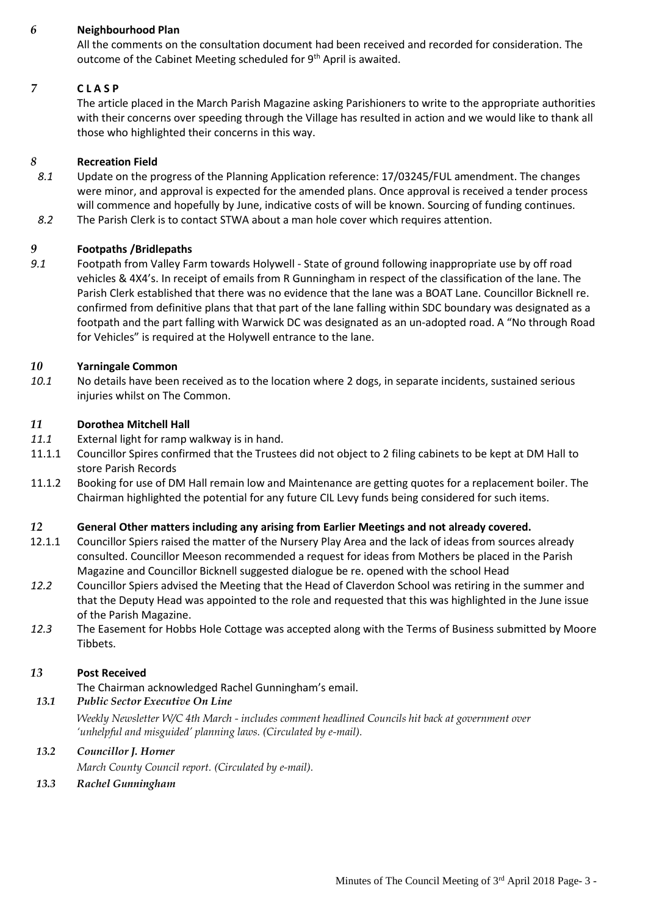## 6 Neighbourhood Plan

All the comments on the consultation document had been received and recorded for consideration. The outcome of the Cabinet Meeting scheduled for 9th April is awaited.

## 7 C L A S P

The article placed in the March Parish Magazine asking Parishioners to write to the appropriate authorities with their concerns over speeding through the Village has resulted in action and we would like to thank all those who highlighted their concerns in this way.

## 8 Recreation Field

*8.1* Update on the progress of the Planning Application reference: 17/03245/FUL amendment. The changes were minor, and approval is expected for the amended plans. Once approval is received a tender process will commence and hopefully by June, indicative costs of will be known. Sourcing of funding continues.

*8.2* The Parish Clerk is to contact STWA about a man hole cover which requires attention.

## 9 Footpaths /Bridlepaths

*9.1* Footpath from Valley Farm towards Holywell - State of ground following inappropriate use by off road vehicles & 4X4's. In receipt of emails from R Gunningham in respect of the classification of the lane. The Parish Clerk established that there was no evidence that the lane was a BOAT Lane. Councillor Bicknell re. confirmed from definitive plans that that part of the lane falling within SDC boundary was designated as a footpath and the part falling with Warwick DC was designated as an un-adopted road. A "No through Road for Vehicles" is required at the Holywell entrance to the lane.

## 10 Yarningale Common

*10.1* No details have been received as to the location where 2 dogs, in separate incidents, sustained serious injuries whilst on The Common.

## 11 Dorothea Mitchell Hall

*11.1* External light for ramp walkway is in hand.

11.1.1 Councillor Spires confirmed that the Trustees did not object to 2 filing cabinets to be kept at DM Hall to store Parish Records

11.1.2 Booking for use of DM Hall remain low and Maintenance are getting quotes for a replacement boiler. The Chairman highlighted the potential for any future CIL Levy funds being considered for such items.

## 12 General Other matters including any arising from Earlier Meetings and not already covered.

12.1.1 Councillor Spiers raised the matter of the Nursery Play Area and the lack of ideas from sources already consulted. Councillor Meeson recommended a request for ideas from Mothers be placed in the Parish Magazine and Councillor Bicknell suggested dialogue be re. opened with the school Head

*12.2* Councillor Spiers advised the Meeting that the Head of Claverdon School was retiring in the summer and that the Deputy Head was appointed to the role and requested that this was highlighted in the June issue of the Parish Magazine.

*12.3* The Easement for Hobbs Hole Cottage was accepted along with the Terms of Business submitted by Moore Tibbets.

## 13 Post Received

The Chairman acknowledged Rachel Gunningham's email.

***13.1 Public Sector Executive On Line***

*Weekly Newsletter W/C 4th March - includes comment headlined Councils hit back at government over 'unhelpful and misguided' planning laws. (Circulated by e-mail).*

***13.2 Councillor J. Horner***

*March County Council report. (Circulated by e-mail).*

***13.3 Rachel Gunningham***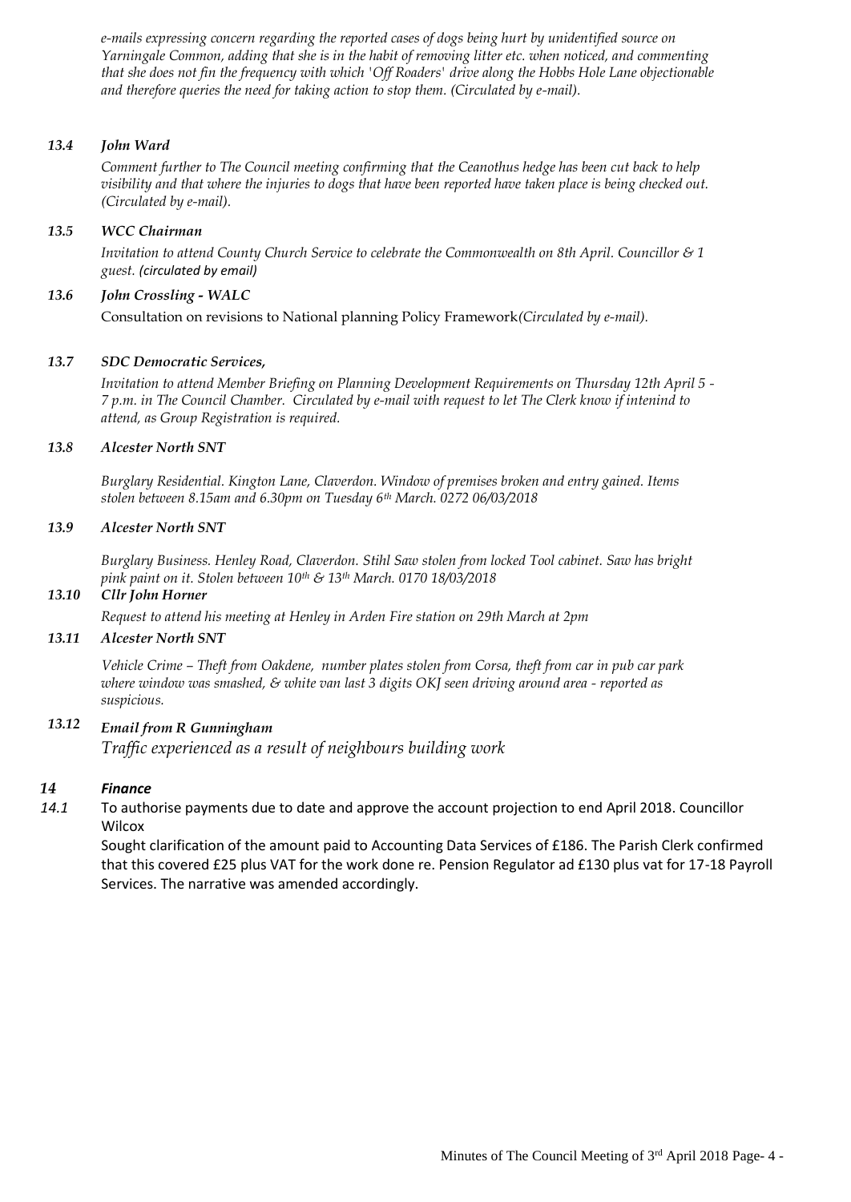*e-mails expressing concern regarding the reported cases of dogs being hurt by unidentified source on Yarningale Common, adding that she is in the habit of removing litter etc. when noticed, and commenting that she does not fin the frequency with which 'Off Roaders' drive along the Hobbs Hole Lane objectionable and therefore queries the need for taking action to stop them. (Circulated by e-mail).*

***13.4 John Ward***

*Comment further to The Council meeting confirming that the Ceanothus hedge has been cut back to help visibility and that where the injuries to dogs that have been reported have taken place is being checked out. (Circulated by e-mail).*

***13.5 WCC Chairman***

*Invitation to attend County Church Service to celebrate the Commonwealth on 8th April. Councillor & 1 guest. (circulated by email)*

***13.6 John Crossling - WALC***

Consultation on revisions to National planning Policy Framework*(Circulated by e-mail).*

***13.7 SDC Democratic Services,***

*Invitation to attend Member Briefing on Planning Development Requirements on Thursday 12th April 5 - 7 p.m. in The Council Chamber. Circulated by e-mail with request to let The Clerk know if intenind to attend, as Group Registration is required.*

***13.8 Alcester North SNT***

*Burglary Residential. Kington Lane, Claverdon. Window of premises broken and entry gained. Items stolen between 8.15am and 6.30pm on Tuesday 6th March. 0272 06/03/2018*

***13.9 Alcester North SNT***

*Burglary Business. Henley Road, Claverdon. Stihl Saw stolen from locked Tool cabinet. Saw has bright pink paint on it. Stolen between 10th & 13th March. 0170 18/03/2018*

***13.10 Cllr John Horner***

*Request to attend his meeting at Henley in Arden Fire station on 29th March at 2pm*

***13.11 Alcester North SNT***

*Vehicle Crime – Theft from Oakdene, number plates stolen from Corsa, theft from car in pub car park where window was smashed, & white van last 3 digits OKJ seen driving around area - reported as suspicious.*

***13.12 Email from R Gunningham***

*Traffic experienced as a result of neighbours building work*

## ***14 Finance***

*14.1* To authorise payments due to date and approve the account projection to end April 2018. Councillor Wilcox

Sought clarification of the amount paid to Accounting Data Services of £186. The Parish Clerk confirmed that this covered £25 plus VAT for the work done re. Pension Regulator ad £130 plus vat for 17-18 Payroll Services. The narrative was amended accordingly.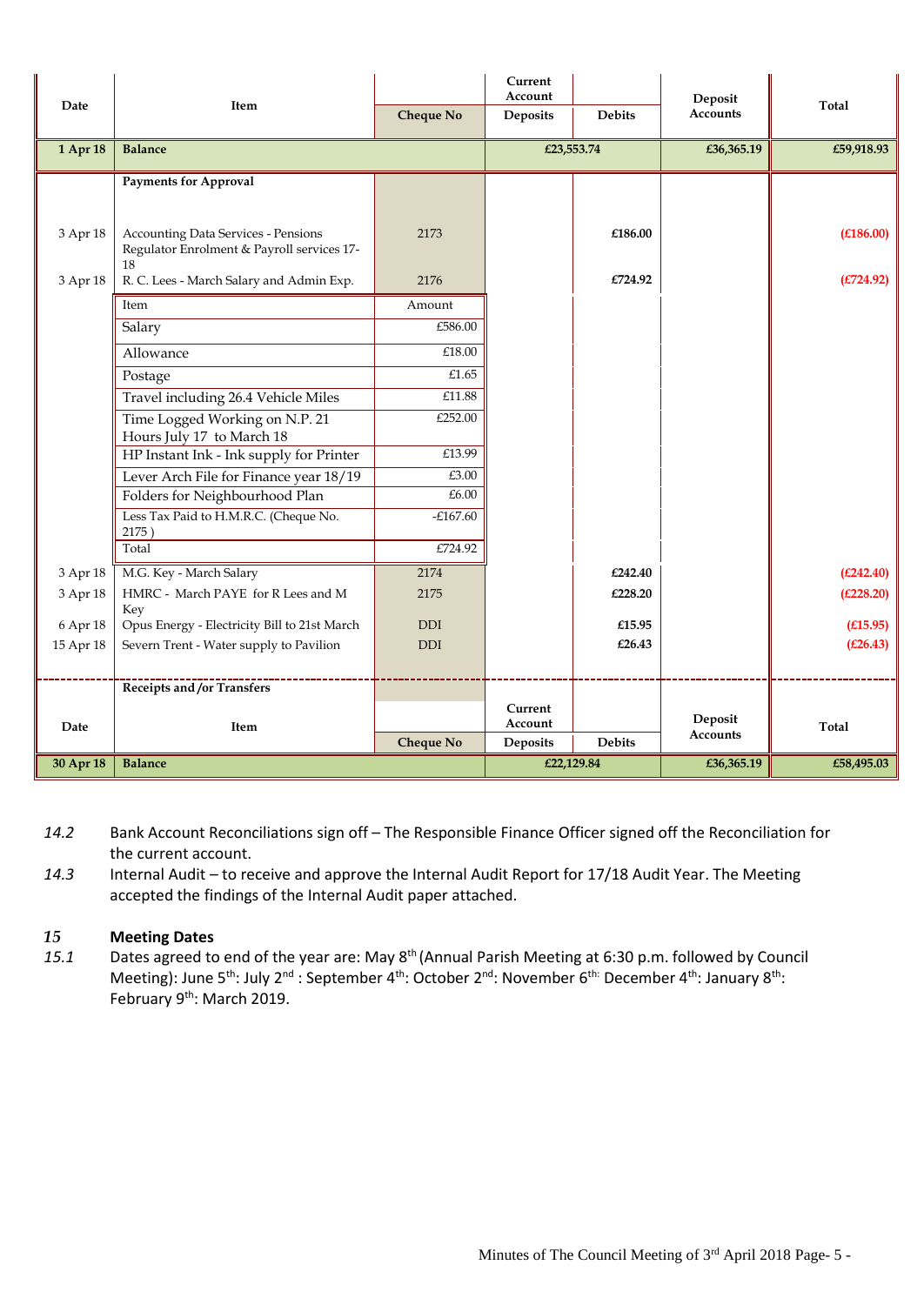| Date | Item | Cheque No | Current Account Deposits | Current Account Debits | Deposit Accounts | Total |
|---|---|---|---|---|---|---|
| 1 Apr 18 | Balance | | £23,553.74 | | £36,365.19 | £59,918.93 |
| | **Payments for Approval** | | | | | |
| 3 Apr 18 | Accounting Data Services - Pensions Regulator Enrolment & Payroll services 17-18 | 2173 | | £186.00 | | (£186.00) |
| 3 Apr 18 | R. C. Lees - March Salary and Admin Exp. | 2176 | | £724.92 | | (£724.92) |
| 3 Apr 18 | M.G. Key - March Salary | 2174 | | £242.40 | | (£242.40) |
| 3 Apr 18 | HMRC - March PAYE for R Lees and M Key | 2175 | | £228.20 | | (£228.20) |
| 6 Apr 18 | Opus Energy - Electricity Bill to 21st March | DDI | | £15.95 | | (£15.95) |
| 15 Apr 18 | Severn Trent - Water supply to Pavilion | DDI | | £26.43 | | (£26.43) |
| | **Receipts and /or Transfers** | | | | | |
| 30 Apr 18 | Balance | | £22,129.84 | | £36,365.19 | £58,495.03 |

| Item | Amount |
|---|---|
| Salary | £586.00 |
| Allowance | £18.00 |
| Postage | £1.65 |
| Travel including 26.4 Vehicle Miles | £11.88 |
| Time Logged Working on N.P. 21 Hours July 17 to March 18 | £252.00 |
| HP Instant Ink - Ink supply for Printer | £13.99 |
| Lever Arch File for Finance year 18/19 | £3.00 |
| Folders for Neighbourhood Plan | £6.00 |
| Less Tax Paid to H.M.R.C. (Cheque No. 2175 ) | -£167.60 |
| Total | £724.92 |

*14.2* Bank Account Reconciliations sign off – The Responsible Finance Officer signed off the Reconciliation for the current account.

*14.3* Internal Audit – to receive and approve the Internal Audit Report for 17/18 Audit Year. The Meeting accepted the findings of the Internal Audit paper attached.

### *15* Meeting Dates

*15.1* Dates agreed to end of the year are: May 8th (Annual Parish Meeting at 6:30 p.m. followed by Council Meeting): June 5th: July 2nd : September 4th: October 2nd: November 6th: December 4th: January 8th: February 9th: March 2019.